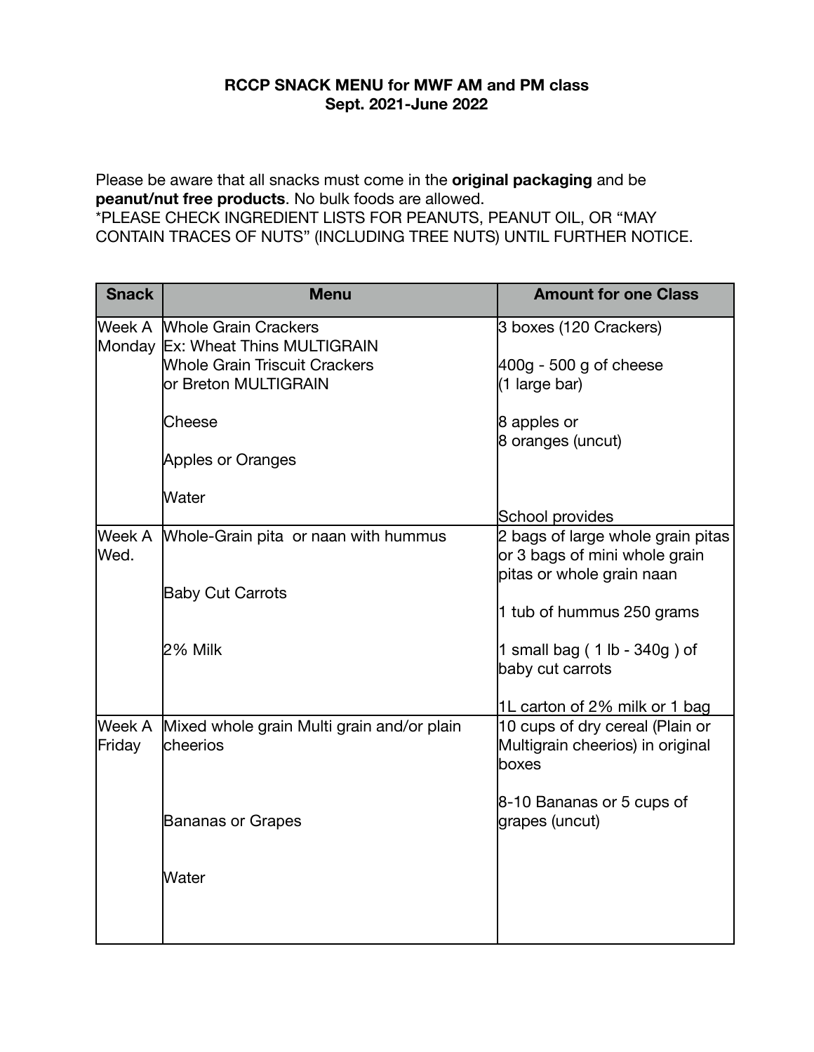**RCCP SNACK MENU for MWF AM and PM class**
**Sept. 2021-June 2022**

Please be aware that all snacks must come in the **original packaging** and be **peanut/nut free products**. No bulk foods are allowed.
*PLEASE CHECK INGREDIENT LISTS FOR PEANUTS, PEANUT OIL, OR "MAY CONTAIN TRACES OF NUTS" (INCLUDING TREE NUTS) UNTIL FURTHER NOTICE.

| Snack | Menu | Amount for one Class |
|---|---|---|
| Week A Monday | Whole Grain Crackers<br>Ex: Wheat Thins MULTIGRAIN<br>Whole Grain Triscuit Crackers<br>or Breton MULTIGRAIN<br><br>Cheese<br><br>Apples or Oranges<br><br>Water | 3 boxes (120 Crackers)<br><br>400g - 500 g of cheese<br>(1 large bar)<br><br>8 apples or<br>8 oranges (uncut)<br><br>School provides |
| Week A Wed. | Whole-Grain pita or naan with hummus<br><br>Baby Cut Carrots<br><br>2% Milk | 2 bags of large whole grain pitas or 3 bags of mini whole grain pitas or whole grain naan<br><br>1 tub of hummus 250 grams<br><br>1 small bag ( 1 lb - 340g ) of baby cut carrots<br><br>1L carton of 2% milk or 1 bag |
| Week A Friday | Mixed whole grain Multi grain and/or plain cheerios<br><br>Bananas or Grapes<br><br>Water | 10 cups of dry cereal (Plain or Multigrain cheerios) in original boxes<br><br>8-10 Bananas or 5 cups of grapes (uncut) |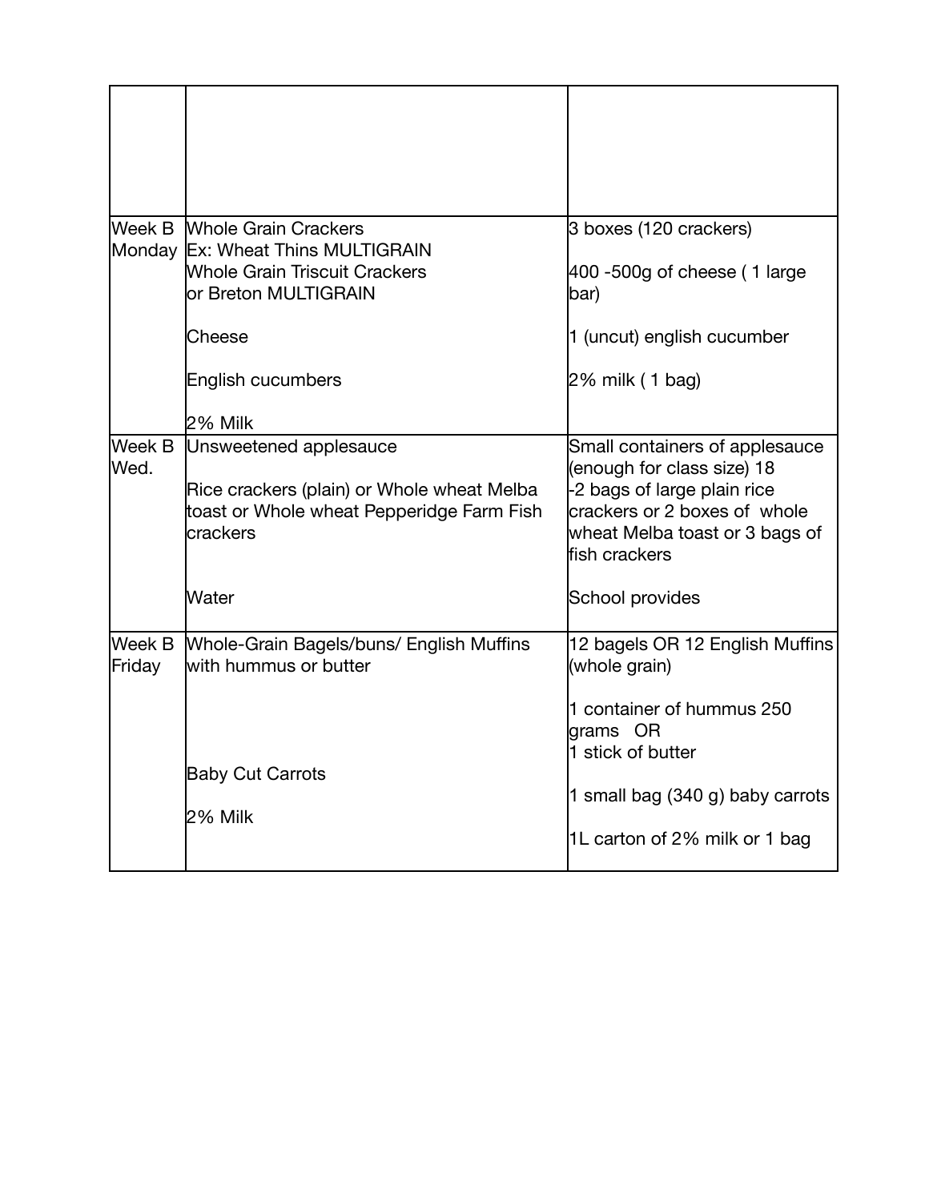| | | |
|---|---|---|
| | | |
| Week B Monday | Whole Grain Crackers<br>Ex: Wheat Thins MULTIGRAIN<br>Whole Grain Triscuit Crackers<br>or Breton MULTIGRAIN<br><br>Cheese<br><br>English cucumbers<br><br>2% Milk | 3 boxes (120 crackers)<br><br>400 -500g of cheese ( 1 large bar)<br><br>1 (uncut) english cucumber<br><br>2% milk ( 1 bag) |
| Week B Wed. | Unsweetened applesauce<br><br>Rice crackers (plain) or Whole wheat Melba toast or Whole wheat Pepperidge Farm Fish crackers<br><br>Water | Small containers of applesauce (enough for class size) 18<br>-2 bags of large plain rice crackers or 2 boxes of whole wheat Melba toast or 3 bags of fish crackers<br><br>School provides |
| Week B Friday | Whole-Grain Bagels/buns/ English Muffins with hummus or butter<br><br>Baby Cut Carrots<br><br>2% Milk | 12 bagels OR 12 English Muffins (whole grain)<br><br>1 container of hummus 250 grams OR<br>1 stick of butter<br><br>1 small bag (340 g) baby carrots<br><br>1L carton of 2% milk or 1 bag |